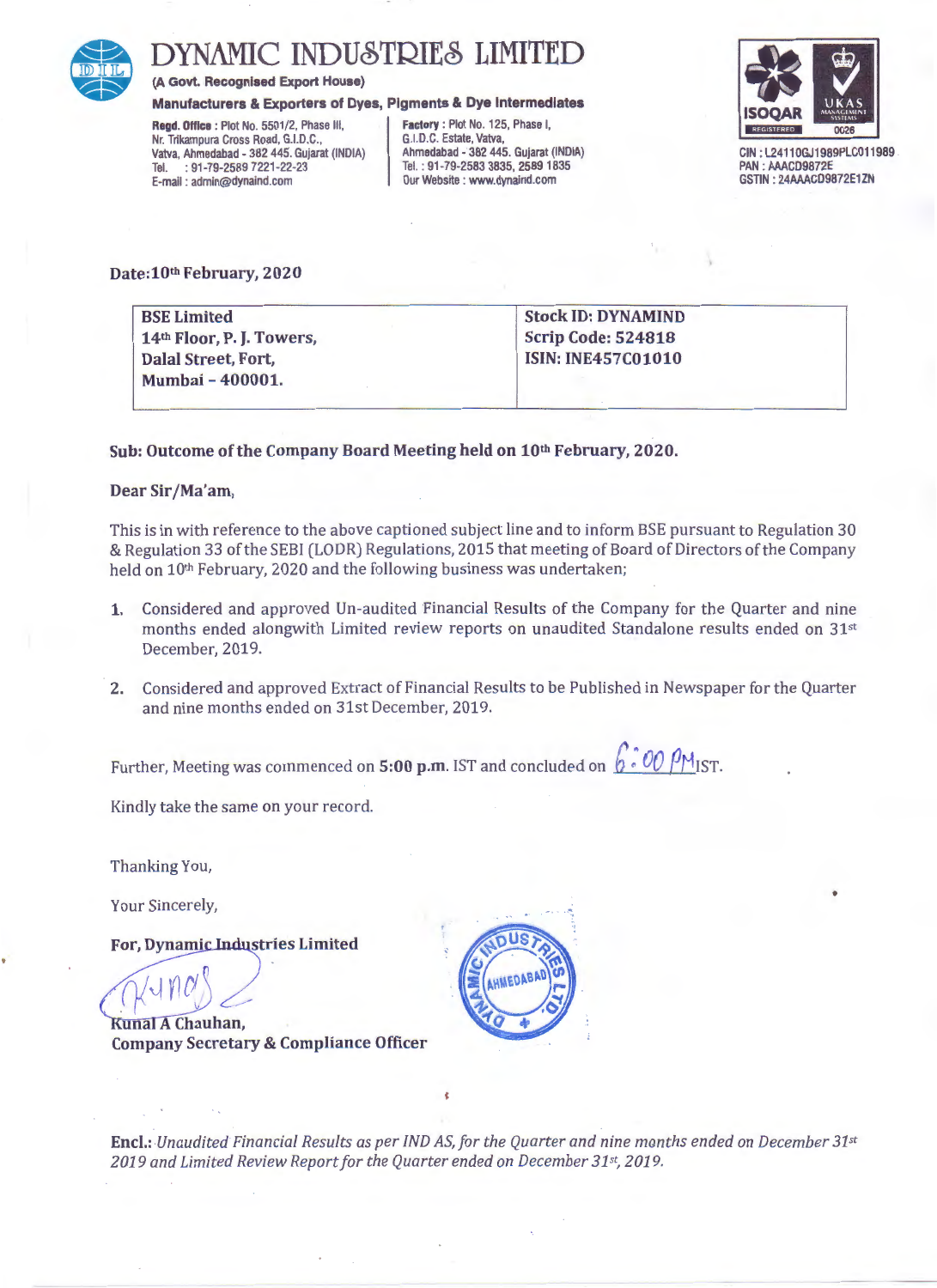# DYNAMIC INDUSTRIES LIMITED

**(A Govt. Recognised Export House)**

**Manufacturers & Exporters of Dyes, Pigments & Dye Intermediates**

**Regd. Office :** Plot No. 5501/2, Phase III, Nr. Trikampura Cross Road, G.I.D.C., Vatva, Ahmedabad - 382 445. Gujarat (INDIA) Tel. : 91-79-2589 7221-22-23 E-mail : admin@dynaind.com

**Factory :** Plot No. 125, Phase I, G.I.D.C. Estate, Vatva, Ahmedabad - 382 445. Gujarat (INDIA) Tel. : 91-79-2583 3835, 2589 1835 Our Website : www.dynaind.com

CIN : L24110GJ1989PLC011989
PAN : AAACD9872E
GSTIN : 24AAACD9872E1ZN

**Date:10th February, 2020**

| BSE Limited<br>14th Floor, P. J. Towers,<br>Dalal Street, Fort,<br>Mumbai – 400001. | Stock ID: DYNAMIND<br>Scrip Code: 524818<br>ISIN: INE457C01010 |
|---|---|

**Sub: Outcome of the Company Board Meeting held on 10th February, 2020.**

**Dear Sir/Ma'am,**

This is in with reference to the above captioned subject line and to inform BSE pursuant to Regulation 30 & Regulation 33 of the SEBI (LODR) Regulations, 2015 that meeting of Board of Directors of the Company held on 10th February, 2020 and the following business was undertaken;

1. Considered and approved Un-audited Financial Results of the Company for the Quarter and nine months ended alongwith Limited review reports on unaudited Standalone results ended on 31st December, 2019.
2. Considered and approved Extract of Financial Results to be Published in Newspaper for the Quarter and nine months ended on 31st December, 2019.

Further, Meeting was commenced on **5:00 p.m.** IST and concluded on 6:00 PM IST.

Kindly take the same on your record.

Thanking You,

Your Sincerely,

**For, Dynamic Industries Limited**

**Kunal A Chauhan,**
**Company Secretary & Compliance Officer**

**Encl.:** *Unaudited Financial Results as per IND AS, for the Quarter and nine months ended on December 31st 2019 and Limited Review Report for the Quarter ended on December 31st, 2019.*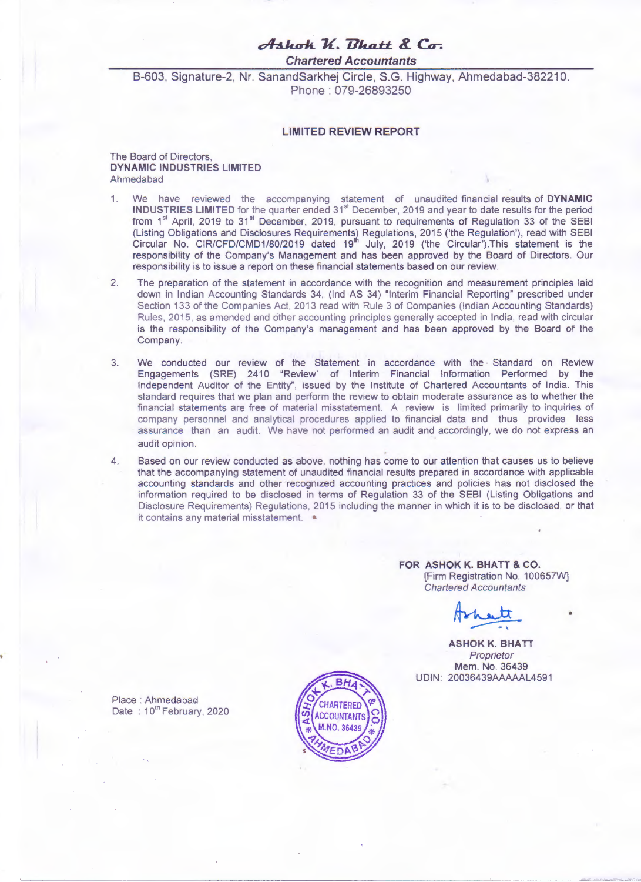# Ashok K. Bhatt & Co.

*Chartered Accountants*

B-603, Signature-2, Nr. SanandSarkhej Circle, S.G. Highway, Ahmedabad-382210.
Phone : 079-26893250

## LIMITED REVIEW REPORT

The Board of Directors,
**DYNAMIC INDUSTRIES LIMITED**
Ahmedabad

1. We have reviewed the accompanying statement of unaudited financial results of **DYNAMIC INDUSTRIES LIMITED** for the quarter ended 31st December, 2019 and year to date results for the period from 1st April, 2019 to 31st December, 2019, pursuant to requirements of Regulation 33 of the SEBI (Listing Obligations and Disclosures Requirements) Regulations, 2015 ('the Regulation'), read with SEBI Circular No. CIR/CFD/CMD1/80/2019 dated 19th July, 2019 ('the Circular').This statement is the responsibility of the Company's Management and has been approved by the Board of Directors. Our responsibility is to issue a report on these financial statements based on our review.

2. The preparation of the statement in accordance with the recognition and measurement principles laid down in Indian Accounting Standards 34, (Ind AS 34) "Interim Financial Reporting" prescribed under Section 133 of the Companies Act, 2013 read with Rule 3 of Companies (Indian Accounting Standards) Rules, 2015, as amended and other accounting principles generally accepted in India, read with circular is the responsibility of the Company's management and has been approved by the Board of the Company.

3. We conducted our review of the Statement in accordance with the Standard on Review Engagements (SRE) 2410 "Review of Interim Financial Information Performed by the Independent Auditor of the Entity", issued by the Institute of Chartered Accountants of India. This standard requires that we plan and perform the review to obtain moderate assurance as to whether the financial statements are free of material misstatement. A review is limited primarily to inquiries of company personnel and analytical procedures applied to financial data and thus provides less assurance than an audit. We have not performed an audit and accordingly, we do not express an audit opinion.

4. Based on our review conducted as above, nothing has come to our attention that causes us to believe that the accompanying statement of unaudited financial results prepared in accordance with applicable accounting standards and other recognized accounting practices and policies has not disclosed the information required to be disclosed in terms of Regulation 33 of the SEBI (Listing Obligations and Disclosure Requirements) Regulations, 2015 including the manner in which it is to be disclosed, or that it contains any material misstatement.

**FOR ASHOK K. BHATT & CO.**
[Firm Registration No. 100657W]
*Chartered Accountants*

**ASHOK K. BHATT**
*Proprietor*
Mem. No. 36439
UDIN: 20036439AAAAAL4591

Place : Ahmedabad
Date : 10th February, 2020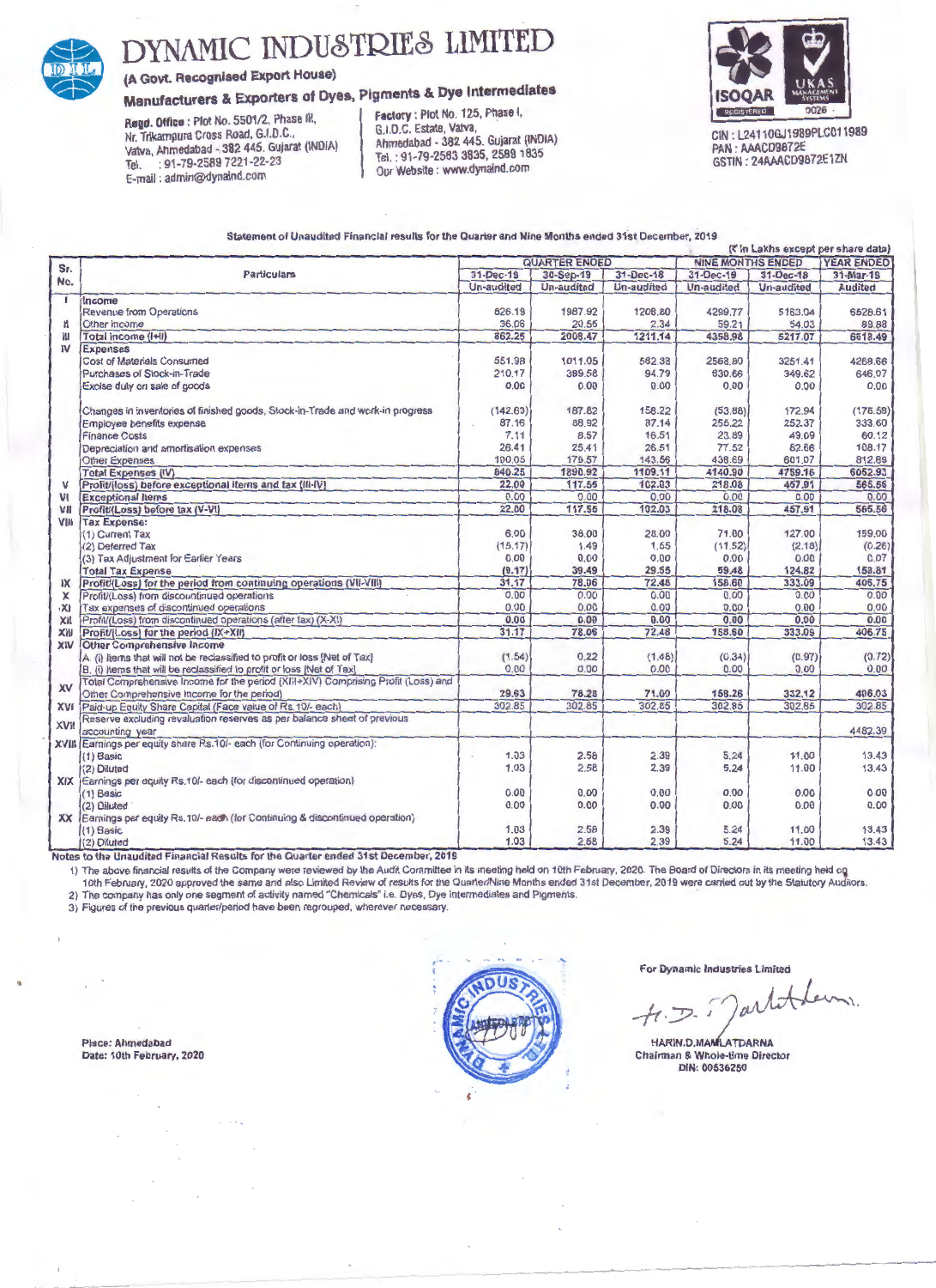# DYNAMIC INDUSTRIES LIMITED

**(A Govt. Recognised Export House)**

**Manufacturers & Exporters of Dyes, Pigments & Dye Intermediates**

Regd. Office : Plot No. 5501/2, Phase III,
Nr. Trikampura Cross Road, G.I.D.C.,
Vatva, Ahmedabad - 382 445. Gujarat (INDIA)
Tel. : 91-79-2589 7221-22-23
E-mail : admin@dynaind.com

Factory : Plot No. 125, Phase I,
G.I.D.C. Estate, Vatva,
Ahmedabad - 382 445. Gujarat (INDIA)
Tel. : 91-79-2583 3835, 2589 1835
Our Website : www.dynaind.com

CIN : L24110GJ1989PLC011989
PAN : AAACD9872E
GSTIN : 24AAACD9872E1ZN

**Statement of Unaudited Financial results for the Quarter and Nine Months ended 31st December, 2019**

(₹ in Lakhs except per share data)

| Sr. No. | Particulars | QUARTER ENDED | | | NINE MONTHS ENDED | | YEAR ENDED |
|---|---|---|---|---|---|---|---|
| | | 31-Dec-19 | 30-Sep-19 | 31-Dec-18 | 31-Dec-19 | 31-Dec-18 | 31-Mar-19 |
| | | Un-audited | Un-audited | Un-audited | Un-audited | Un-audited | Audited |
| I | Income | | | | | | |
| | Revenue from Operations | 826.19 | 1987.92 | 1208.80 | 4299.77 | 5163.04 | 6528.61 |
| II | Other income | 36.06 | 20.55 | 2.34 | 59.21 | 54.03 | 89.88 |
| III | Total Income (I+II) | 862.25 | 2008.47 | 1211.14 | 4358.98 | 5217.07 | 6618.49 |
| IV | Expenses | | | | | | |
| | Cost of Materials Consumed | 551.98 | 1011.05 | 562.38 | 2568.80 | 3251.41 | 4268.66 |
| | Purchases of Stock-in-Trade | 210.17 | 389.58 | 94.79 | 630.66 | 349.62 | 646.07 |
| | Excise duty on sale of goods | 0.00 | 0.00 | 0.00 | 0.00 | 0.00 | 0.00 |
| | Changes in inventories of finished goods, Stock-in-Trade and work-in progress | (142.63) | 187.82 | 158.22 | (53.88) | 172.94 | (176.59) |
| | Employee benefits expense | 87.16 | 88.92 | 87.14 | 255.22 | 252.37 | 333.60 |
| | Finance Costs | 7.11 | 8.57 | 16.51 | 23.89 | 49.09 | 60.12 |
| | Depreciation and amortisation expenses | 26.41 | 25.41 | 26.51 | 77.52 | 82.66 | 108.17 |
| | Other Expenses | 100.05 | 179.57 | 143.56 | 438.69 | 601.07 | 812.89 |
| | Total Expenses (IV) | 840.25 | 1890.92 | 1109.11 | 4140.90 | 4759.16 | 6052.93 |
| V | Profit/(loss) before exceptional items and tax (III-IV) | 22.00 | 117.55 | 102.03 | 218.08 | 457.91 | 565.56 |
| VI | Exceptional Items | 0.00 | 0.00 | 0.00 | 0.00 | 0.00 | 0.00 |
| VII | Profit/(Loss) before tax (V-VI) | 22.00 | 117.55 | 102.03 | 218.08 | 457.91 | 565.56 |
| VIII | Tax Expense: | | | | | | |
| | (1) Current Tax | 6.00 | 38.00 | 28.00 | 71.00 | 127.00 | 159.00 |
| | (2) Deferred Tax | (15.17) | 1.49 | 1.55 | (11.52) | (2.18) | (0.26) |
| | (3) Tax Adjustment for Earlier Years | 0.00 | 0.00 | 0.00 | 0.00 | 0.00 | 0.07 |
| | Total Tax Expense | (9.17) | 39.49 | 29.55 | 59.48 | 124.82 | 158.81 |
| IX | Profit/(Loss) for the period from continuing operations (VII-VIII) | 31.17 | 78.06 | 72.48 | 158.60 | 333.09 | 406.75 |
| X | Profit/(Loss) from discontinued operations | 0.00 | 0.00 | 0.00 | 0.00 | 0.00 | 0.00 |
| XI | Tax expenses of discontinued operations | 0.00 | 0.00 | 0.00 | 0.00 | 0.00 | 0.00 |
| XII | Profit/(Loss) from discontinued operations (after tax) (X-XI) | 0.00 | 0.00 | 0.00 | 0.00 | 0.00 | 0.00 |
| XIII | Profit/(Loss) for the period (IX+XII) | 31.17 | 78.06 | 72.48 | 158.60 | 333.09 | 406.75 |
| XIV | Other Comprehensive Income | | | | | | |
| | A. (i) Items that will not be reclassified to profit or loss [Net of Tax] | (1.54) | 0.22 | (1.48) | (0.34) | (0.97) | (0.72) |
| | B. (i) Items that will be reclassified to profit or loss [Net of Tax] | 0.00 | 0.00 | 0.00 | 0.00 | 0.00 | 0.00 |
| XV | Total Comprehensive Income for the period (XIII+XIV) Comprising Profit (Loss) and Other Comprehensive Income for the period) | 29.63 | 78.28 | 71.00 | 158.26 | 332.12 | 406.03 |
| XVI | Paid-up Equity Share Capital (Face value of Rs.10/- each) | 302.85 | 302.85 | 302.85 | 302.85 | 302.85 | 302.85 |
| XVII | Reserve excluding revaluation reserves as per balance sheet of previous accounting year | | | | | | 4482.39 |
| XVIII | Earnings per equity share Rs.10/- each (for Continuing operation): | | | | | | |
| | (1) Basic | 1.03 | 2.58 | 2.39 | 5.24 | 11.00 | 13.43 |
| | (2) Diluted | 1.03 | 2.58 | 2.39 | 5.24 | 11.00 | 13.43 |
| XIX | Earnings per equity Rs.10/- each (for discontinued operation) | | | | | | |
| | (1) Basic | 0.00 | 0.00 | 0.00 | 0.00 | 0.00 | 0.00 |
| | (2) Diluted | 0.00 | 0.00 | 0.00 | 0.00 | 0.00 | 0.00 |
| XX | Earnings per equity Rs.10/- each (for Continuing & discontinued operation) | | | | | | |
| | (1) Basic | 1.03 | 2.58 | 2.39 | 5.24 | 11.00 | 13.43 |
| | (2) Diluted | 1.03 | 2.58 | 2.39 | 5.24 | 11.00 | 13.43 |

**Notes to the Unaudited Financial Results for the Quarter ended 31st December, 2019**

1) The above financial results of the Company were reviewed by the Audit Committee in its meeting held on 10th February, 2020. The Board of Directors in its meeting held on 10th February, 2020 approved the same and also Limited Review of results for the Quarter/Nine Months ended 31st December, 2019 were carried out by the Statutory Auditors.
2) The company has only one segment of activity named "Chemicals" i.e. Dyes, Dye Intermediates and Pigments.
3) Figures of the previous quarter/period have been regrouped, wherever necessary.

Place: Ahmedabad
Date: 10th February, 2020

For Dynamic Industries Limited

HARIN.D.MAMLATDARNA
Chairman & Whole-time Director
DIN: 00536250